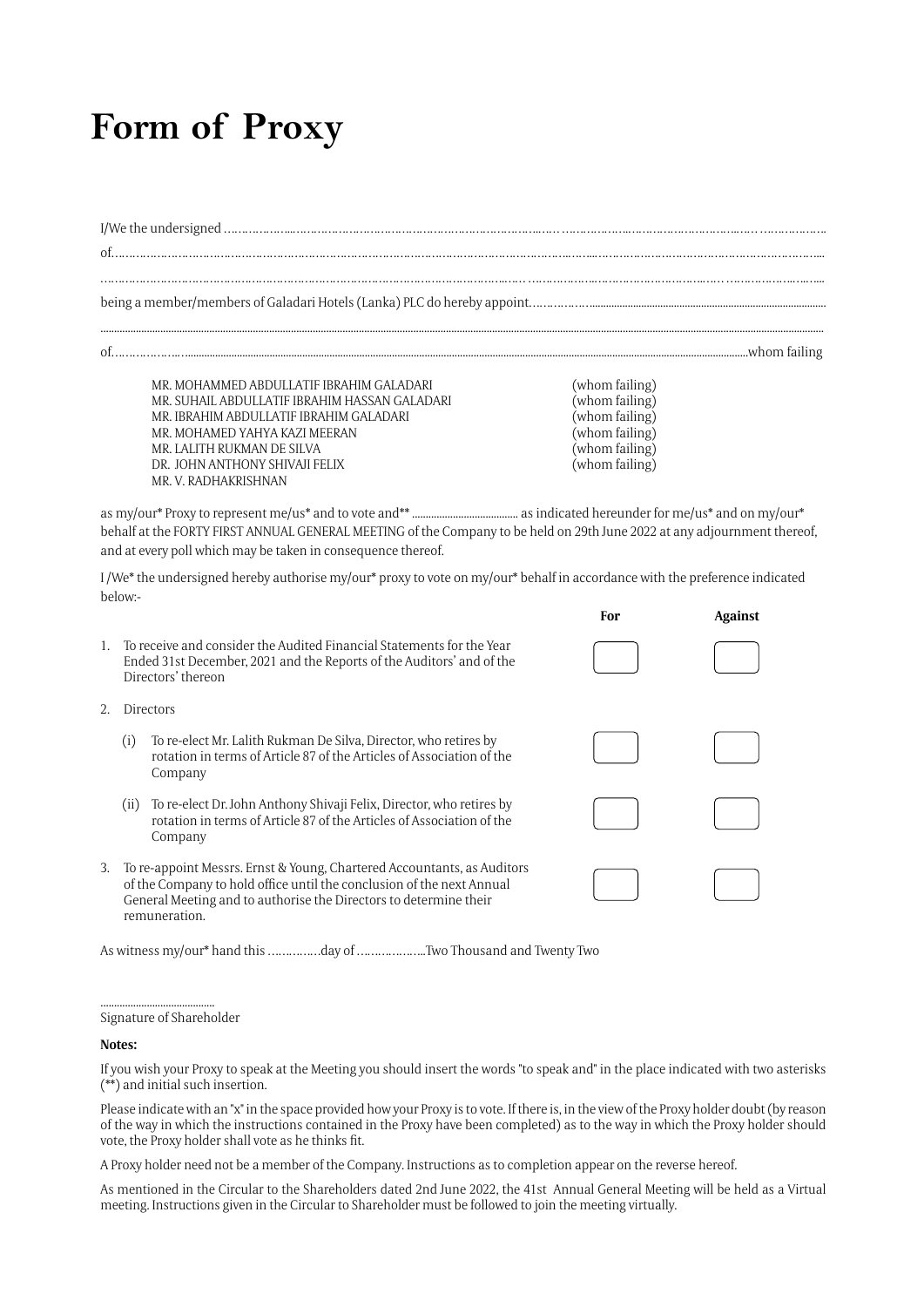# Form of Proxy

I/We the undersigned ……………………………………………………………………………………………………………………………

of…………………………………………………………………………………………………………………………………………

……………………………………………………………………………………………………………………………………………

being a member/members of Galadari Hotels (Lanka) PLC do hereby appoint………………………………………………………………

……………………………………………………………………………………………………………………………………………

of………………………………………………………………………………………………………………………………whom failing

| | |
|---|---|
| MR. MOHAMMED ABDULLATIF IBRAHIM GALADARI | (whom failing) |
| MR. SUHAIL ABDULLATIF IBRAHIM HASSAN GALADARI | (whom failing) |
| MR. IBRAHIM ABDULLATIF IBRAHIM GALADARI | (whom failing) |
| MR. MOHAMED YAHYA KAZI MEERAN | (whom failing) |
| MR. LALITH RUKMAN DE SILVA | (whom failing) |
| DR. JOHN ANTHONY SHIVAJI FELIX | (whom failing) |
| MR. V. RADHAKRISHNAN | |

as my/our* Proxy to represent me/us* and to vote and** ………………………… as indicated hereunder for me/us* and on my/our* behalf at the FORTY FIRST ANNUAL GENERAL MEETING of the Company to be held on 29th June 2022 at any adjournment thereof, and at every poll which may be taken in consequence thereof.

I /We* the undersigned hereby authorise my/our* proxy to vote on my/our* behalf in accordance with the preference indicated below:-

| | For | Against |
|---|---|---|
| 1. To receive and consider the Audited Financial Statements for the Year Ended 31st December, 2021 and the Reports of the Auditors' and of the Directors' thereon | ☐ | ☐ |
| 2. Directors | | |
| (i) To re-elect Mr. Lalith Rukman De Silva, Director, who retires by rotation in terms of Article 87 of the Articles of Association of the Company | ☐ | ☐ |
| (ii) To re-elect Dr. John Anthony Shivaji Felix, Director, who retires by rotation in terms of Article 87 of the Articles of Association of the Company | ☐ | ☐ |
| 3. To re-appoint Messrs. Ernst & Young, Chartered Accountants, as Auditors of the Company to hold office until the conclusion of the next Annual General Meeting and to authorise the Directors to determine their remuneration. | ☐ | ☐ |

As witness my/our* hand this ……………day of ………………..Two Thousand and Twenty Two

……………………………
Signature of Shareholder

**Notes:**

If you wish your Proxy to speak at the Meeting you should insert the words "to speak and" in the place indicated with two asterisks (**) and initial such insertion.

Please indicate with an "x" in the space provided how your Proxy is to vote. If there is, in the view of the Proxy holder doubt (by reason of the way in which the instructions contained in the Proxy have been completed) as to the way in which the Proxy holder should vote, the Proxy holder shall vote as he thinks fit.

A Proxy holder need not be a member of the Company. Instructions as to completion appear on the reverse hereof.

As mentioned in the Circular to the Shareholders dated 2nd June 2022, the 41st Annual General Meeting will be held as a Virtual meeting. Instructions given in the Circular to Shareholder must be followed to join the meeting virtually.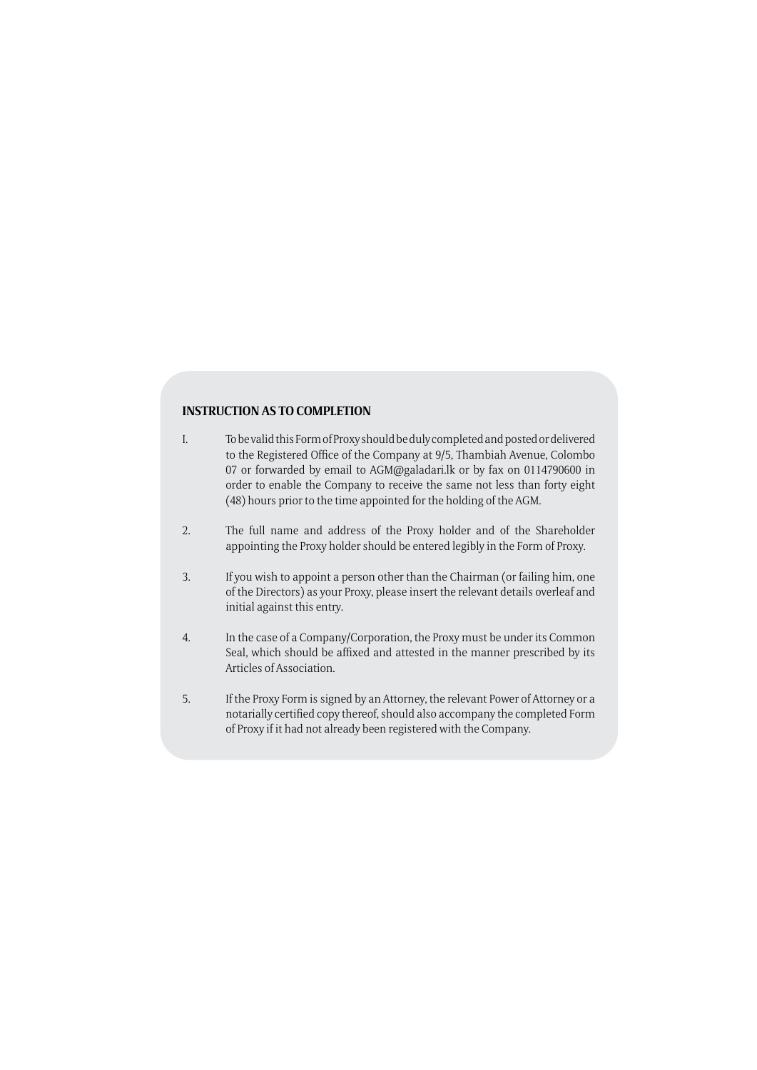## INSTRUCTION AS TO COMPLETION

I. To be valid this Form of Proxy should be duly completed and posted or delivered to the Registered Office of the Company at 9/5, Thambiah Avenue, Colombo 07 or forwarded by email to AGM@galadari.lk or by fax on 0114790600 in order to enable the Company to receive the same not less than forty eight (48) hours prior to the time appointed for the holding of the AGM.

2. The full name and address of the Proxy holder and of the Shareholder appointing the Proxy holder should be entered legibly in the Form of Proxy.

3. If you wish to appoint a person other than the Chairman (or failing him, one of the Directors) as your Proxy, please insert the relevant details overleaf and initial against this entry.

4. In the case of a Company/Corporation, the Proxy must be under its Common Seal, which should be affixed and attested in the manner prescribed by its Articles of Association.

5. If the Proxy Form is signed by an Attorney, the relevant Power of Attorney or a notarially certified copy thereof, should also accompany the completed Form of Proxy if it had not already been registered with the Company.